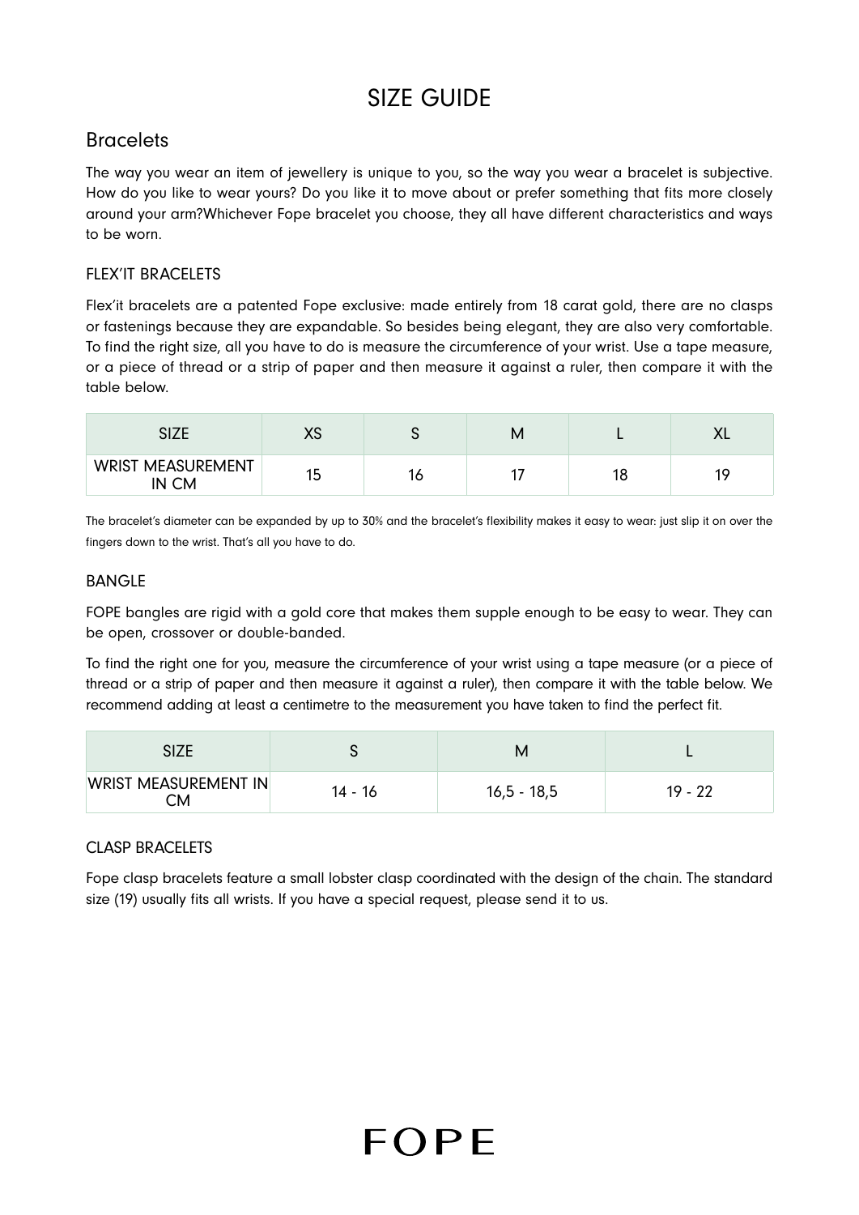# SIZE GUIDE

## Bracelets

The way you wear an item of jewellery is unique to you, so the way you wear a bracelet is subjective. How do you like to wear yours? Do you like it to move about or prefer something that fits more closely around your arm?Whichever Fope bracelet you choose, they all have different characteristics and ways to be worn.

### FLEX'IT BRACELETS

Flex'it bracelets are a patented Fope exclusive: made entirely from 18 carat gold, there are no clasps or fastenings because they are expandable. So besides being elegant, they are also very comfortable. To find the right size, all you have to do is measure the circumference of your wrist. Use a tape measure, or a piece of thread or a strip of paper and then measure it against a ruler, then compare it with the table below.

| SIZE | XS | S | M | L | XL |
|---|---|---|---|---|---|
| WRIST MEASUREMENT IN CM | 15 | 16 | 17 | 18 | 19 |

The bracelet's diameter can be expanded by up to 30% and the bracelet's flexibility makes it easy to wear: just slip it on over the fingers down to the wrist. That's all you have to do.

### BANGLE

FOPE bangles are rigid with a gold core that makes them supple enough to be easy to wear. They can be open, crossover or double-banded.

To find the right one for you, measure the circumference of your wrist using a tape measure (or a piece of thread or a strip of paper and then measure it against a ruler), then compare it with the table below. We recommend adding at least a centimetre to the measurement you have taken to find the perfect fit.

| SIZE | S | M | L |
|---|---|---|---|
| WRIST MEASUREMENT IN CM | 14 - 16 | 16,5 - 18,5 | 19 - 22 |

### CLASP BRACELETS

Fope clasp bracelets feature a small lobster clasp coordinated with the design of the chain. The standard size (19) usually fits all wrists. If you have a special request, please send it to us.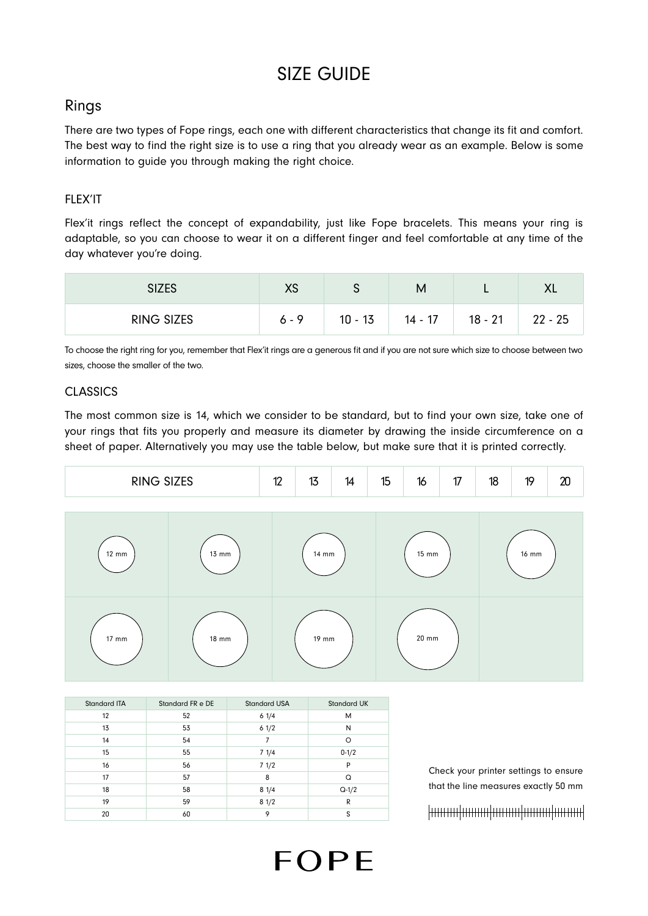# SIZE GUIDE

## Rings

There are two types of Fope rings, each one with different characteristics that change its fit and comfort. The best way to find the right size is to use a ring that you already wear as an example. Below is some information to guide you through making the right choice.

### FLEX'IT

Flex'it rings reflect the concept of expandability, just like Fope bracelets. This means your ring is adaptable, so you can choose to wear it on a different finger and feel comfortable at any time of the day whatever you're doing.

| SIZES | XS | S | M | L | XL |
|---|---|---|---|---|---|
| RING SIZES | 6 - 9 | 10 - 13 | 14 - 17 | 18 - 21 | 22 - 25 |

To choose the right ring for you, remember that Flex'it rings are a generous fit and if you are not sure which size to choose between two sizes, choose the smaller of the two.

### CLASSICS

The most common size is 14, which we consider to be standard, but to find your own size, take one of your rings that fits you properly and measure its diameter by drawing the inside circumference on a sheet of paper. Alternatively you may use the table below, but make sure that it is printed correctly.

| RING SIZES | 12 | 13 | 14 | 15 | 16 | 17 | 18 | 19 | 20 |
|---|---|---|---|---|---|---|---|---|---|

12 mm | 13 mm | 14 mm | 15 mm | 16 mm | 17 mm | 18 mm | 19 mm | 20 mm

| Standard ITA | Standard FR e DE | Standard USA | Standard UK |
|---|---|---|---|
| 12 | 52 | 6 1/4 | M |
| 13 | 53 | 6 1/2 | N |
| 14 | 54 | 7 | O |
| 15 | 55 | 7 1/4 | 0-1/2 |
| 16 | 56 | 7 1/2 | P |
| 17 | 57 | 8 | Q |
| 18 | 58 | 8 1/4 | Q-1/2 |
| 19 | 59 | 8 1/2 | R |
| 20 | 60 | 9 | S |

Check your printer settings to ensure that the line measures exactly 50 mm

FOPE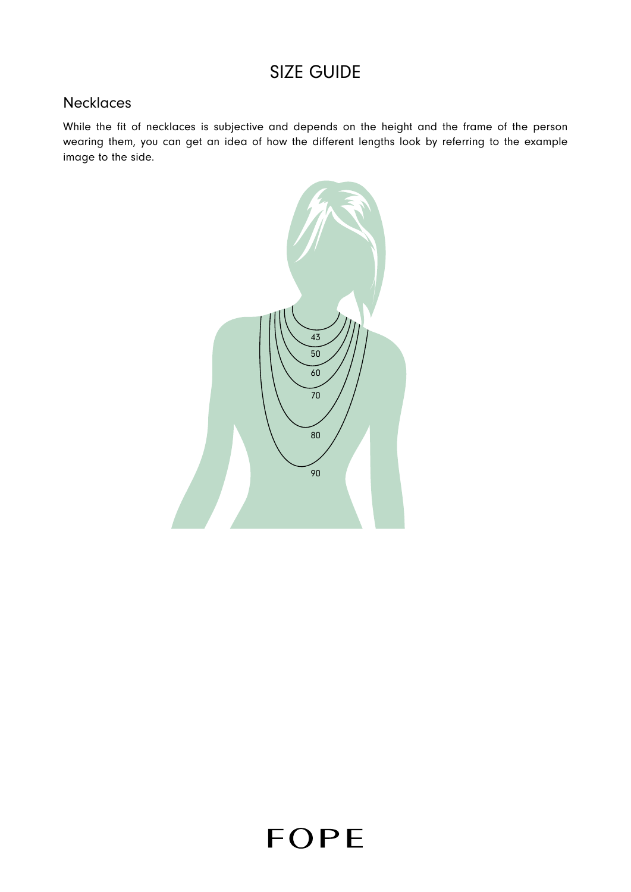# SIZE GUIDE

## Necklaces

While the fit of necklaces is subjective and depends on the height and the frame of the person wearing them, you can get an idea of how the different lengths look by referring to the example image to the side.

43

50

60

70

80

90

FOPE